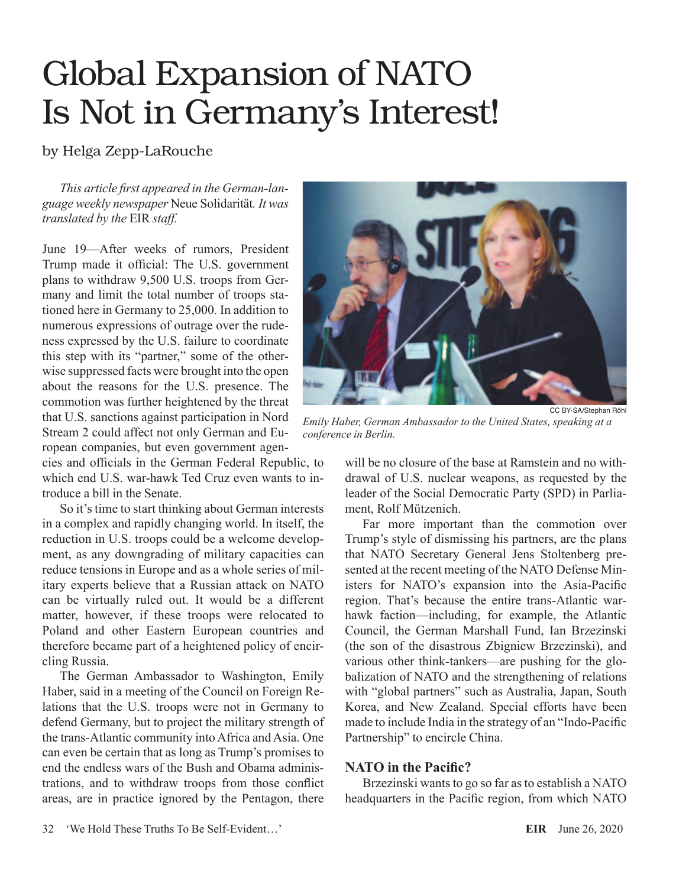# Global Expansion of NATO Is Not in Germany's Interest!

by Helga Zepp-LaRouche

*This article first appeared in the German-language weekly newspaper* Neue Solidarität*. It was translated by the* EIR *staff.*

June 19—After weeks of rumors, President Trump made it official: The U.S. government plans to withdraw 9,500 U.S. troops from Germany and limit the total number of troops stationed here in Germany to 25,000. In addition to numerous expressions of outrage over the rudeness expressed by the U.S. failure to coordinate this step with its "partner," some of the otherwise suppressed facts were brought into the open about the reasons for the U.S. presence. The commotion was further heightened by the threat that U.S. sanctions against participation in Nord Stream 2 could affect not only German and European companies, but even government agencies and officials in the German Federal Republic, to which end U.S. war-hawk Ted Cruz even wants to introduce a bill in the Senate.

So it's time to start thinking about German interests in a complex and rapidly changing world. In itself, the reduction in U.S. troops could be a welcome development, as any downgrading of military capacities can reduce tensions in Europe and as a whole series of military experts believe that a Russian attack on NATO can be virtually ruled out. It would be a different matter, however, if these troops were relocated to Poland and other Eastern European countries and therefore became part of a heightened policy of encircling Russia.

The German Ambassador to Washington, Emily Haber, said in a meeting of the Council on Foreign Relations that the U.S. troops were not in Germany to defend Germany, but to project the military strength of the trans-Atlantic community into Africa and Asia. One can even be certain that as long as Trump's promises to end the endless wars of the Bush and Obama administrations, and to withdraw troops from those conflict areas, are in practice ignored by the Pentagon, there will be no closure of the base at Ramstein and no withdrawal of U.S. nuclear weapons, as requested by the leader of the Social Democratic Party (SPD) in Parliament, Rolf Mützenich.

CC BY-SA/Stephan Röhl

*Emily Haber, German Ambassador to the United States, speaking at a conference in Berlin.*

Far more important than the commotion over Trump's style of dismissing his partners, are the plans that NATO Secretary General Jens Stoltenberg presented at the recent meeting of the NATO Defense Ministers for NATO's expansion into the Asia-Pacific region. That's because the entire trans-Atlantic warhawk faction—including, for example, the Atlantic Council, the German Marshall Fund, Ian Brzezinski (the son of the disastrous Zbigniew Brzezinski), and various other think-tankers—are pushing for the globalization of NATO and the strengthening of relations with "global partners" such as Australia, Japan, South Korea, and New Zealand. Special efforts have been made to include India in the strategy of an "Indo-Pacific Partnership" to encircle China.

### NATO in the Pacific?

Brzezinski wants to go so far as to establish a NATO headquarters in the Pacific region, from which NATO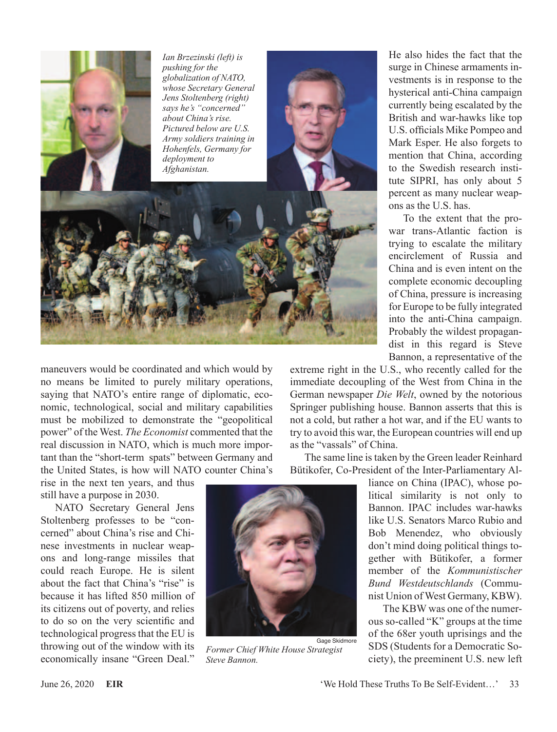*Ian Brzezinski (left) is pushing for the globalization of NATO, whose Secretary General Jens Stoltenberg (right) says he's "concerned" about China's rise. Pictured below are U.S. Army soldiers training in Hohenfels, Germany for deployment to Afghanistan.*

maneuvers would be coordinated and which would by no means be limited to purely military operations, saying that NATO's entire range of diplomatic, economic, technological, social and military capabilities must be mobilized to demonstrate the "geopolitical power" of the West. *The Economist* commented that the real discussion in NATO, which is much more important than the "short-term spats" between Germany and the United States, is how will NATO counter China's rise in the next ten years, and thus still have a purpose in 2030.

NATO Secretary General Jens Stoltenberg professes to be "concerned" about China's rise and Chinese investments in nuclear weapons and long-range missiles that could reach Europe. He is silent about the fact that China's "rise" is because it has lifted 850 million of its citizens out of poverty, and relies to do so on the very scientific and technological progress that the EU is throwing out of the window with its economically insane "Green Deal." He also hides the fact that the surge in Chinese armaments investments is in response to the hysterical anti-China campaign currently being escalated by the British and war-hawks like top U.S. officials Mike Pompeo and Mark Esper. He also forgets to mention that China, according to the Swedish research institute SIPRI, has only about 5 percent as many nuclear weapons as the U.S. has.

To the extent that the pro-war trans-Atlantic faction is trying to escalate the military encirclement of Russia and China and is even intent on the complete economic decoupling of China, pressure is increasing for Europe to be fully integrated into the anti-China campaign. Probably the wildest propagandist in this regard is Steve Bannon, a representative of the extreme right in the U.S., who recently called for the immediate decoupling of the West from China in the German newspaper *Die Welt*, owned by the notorious Springer publishing house. Bannon asserts that this is not a cold, but rather a hot war, and if the EU wants to try to avoid this war, the European countries will end up as the "vassals" of China.

Gage Skidmore

*Former Chief White House Strategist Steve Bannon.*

The same line is taken by the Green leader Reinhard Bütikofer, Co-President of the Inter-Parliamentary Alliance on China (IPAC), whose political similarity is not only to Bannon. IPAC includes war-hawks like U.S. Senators Marco Rubio and Bob Menendez, who obviously don't mind doing political things together with Bütikofer, a former member of the *Kommunistischer Bund Westdeutschlands* (Communist Union of West Germany, KBW).

The KBW was one of the numerous so-called "K" groups at the time of the 68er youth uprisings and the SDS (Students for a Democratic Society), the preeminent U.S. new left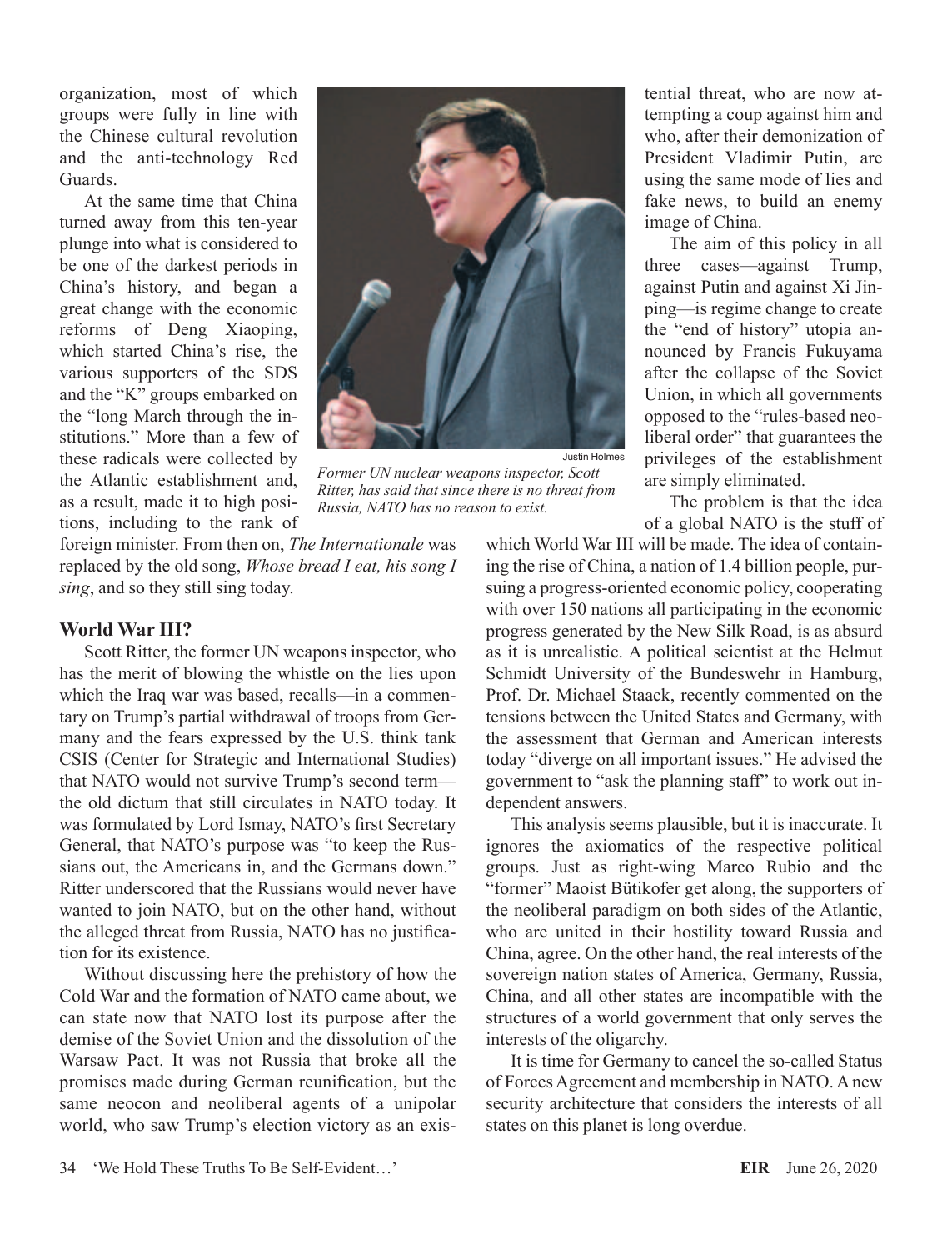organization, most of which groups were fully in line with the Chinese cultural revolution and the anti-technology Red Guards.

At the same time that China turned away from this ten-year plunge into what is considered to be one of the darkest periods in China's history, and began a great change with the economic reforms of Deng Xiaoping, which started China's rise, the various supporters of the SDS and the "K" groups embarked on the "long March through the institutions." More than a few of these radicals were collected by the Atlantic establishment and, as a result, made it to high positions, including to the rank of foreign minister. From then on, *The Internationale* was replaced by the old song, *Whose bread I eat, his song I sing*, and so they still sing today.

Justin Holmes

*Former UN nuclear weapons inspector, Scott Ritter, has said that since there is no threat from Russia, NATO has no reason to exist.*

## World War III?

Scott Ritter, the former UN weapons inspector, who has the merit of blowing the whistle on the lies upon which the Iraq war was based, recalls—in a commentary on Trump's partial withdrawal of troops from Germany and the fears expressed by the U.S. think tank CSIS (Center for Strategic and International Studies) that NATO would not survive Trump's second term—the old dictum that still circulates in NATO today. It was formulated by Lord Ismay, NATO's first Secretary General, that NATO's purpose was "to keep the Russians out, the Americans in, and the Germans down." Ritter underscored that the Russians would never have wanted to join NATO, but on the other hand, without the alleged threat from Russia, NATO has no justification for its existence.

Without discussing here the prehistory of how the Cold War and the formation of NATO came about, we can state now that NATO lost its purpose after the demise of the Soviet Union and the dissolution of the Warsaw Pact. It was not Russia that broke all the promises made during German reunification, but the same neocon and neoliberal agents of a unipolar world, who saw Trump's election victory as an existential threat, who are now attempting a coup against him and who, after their demonization of President Vladimir Putin, are using the same mode of lies and fake news, to build an enemy image of China.

The aim of this policy in all three cases—against Trump, against Putin and against Xi Jinping—is regime change to create the "end of history" utopia announced by Francis Fukuyama after the collapse of the Soviet Union, in which all governments opposed to the "rules-based neoliberal order" that guarantees the privileges of the establishment are simply eliminated.

The problem is that the idea of a global NATO is the stuff of which World War III will be made. The idea of containing the rise of China, a nation of 1.4 billion people, pursuing a progress-oriented economic policy, cooperating with over 150 nations all participating in the economic progress generated by the New Silk Road, is as absurd as it is unrealistic. A political scientist at the Helmut Schmidt University of the Bundeswehr in Hamburg, Prof. Dr. Michael Staack, recently commented on the tensions between the United States and Germany, with the assessment that German and American interests today "diverge on all important issues." He advised the government to "ask the planning staff" to work out independent answers.

This analysis seems plausible, but it is inaccurate. It ignores the axiomatics of the respective political groups. Just as right-wing Marco Rubio and the "former" Maoist Bütikofer get along, the supporters of the neoliberal paradigm on both sides of the Atlantic, who are united in their hostility toward Russia and China, agree. On the other hand, the real interests of the sovereign nation states of America, Germany, Russia, China, and all other states are incompatible with the structures of a world government that only serves the interests of the oligarchy.

It is time for Germany to cancel the so-called Status of Forces Agreement and membership in NATO. A new security architecture that considers the interests of all states on this planet is long overdue.